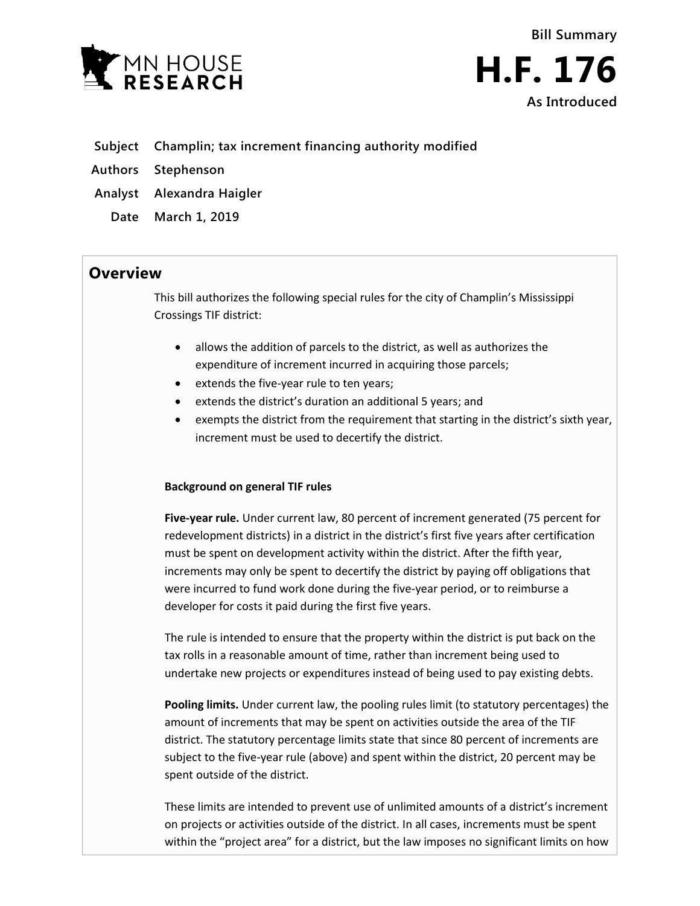Bill Summary

# H.F. 176

As Introduced

**Subject** Champlin; tax increment financing authority modified

**Authors** Stephenson

**Analyst** Alexandra Haigler

**Date** March 1, 2019

## Overview

This bill authorizes the following special rules for the city of Champlin's Mississippi Crossings TIF district:

- allows the addition of parcels to the district, as well as authorizes the expenditure of increment incurred in acquiring those parcels;
- extends the five-year rule to ten years;
- extends the district's duration an additional 5 years; and
- exempts the district from the requirement that starting in the district's sixth year, increment must be used to decertify the district.

**Background on general TIF rules**

**Five-year rule.** Under current law, 80 percent of increment generated (75 percent for redevelopment districts) in a district in the district's first five years after certification must be spent on development activity within the district. After the fifth year, increments may only be spent to decertify the district by paying off obligations that were incurred to fund work done during the five-year period, or to reimburse a developer for costs it paid during the first five years.

The rule is intended to ensure that the property within the district is put back on the tax rolls in a reasonable amount of time, rather than increment being used to undertake new projects or expenditures instead of being used to pay existing debts.

**Pooling limits.** Under current law, the pooling rules limit (to statutory percentages) the amount of increments that may be spent on activities outside the area of the TIF district. The statutory percentage limits state that since 80 percent of increments are subject to the five-year rule (above) and spent within the district, 20 percent may be spent outside of the district.

These limits are intended to prevent use of unlimited amounts of a district's increment on projects or activities outside of the district. In all cases, increments must be spent within the "project area" for a district, but the law imposes no significant limits on how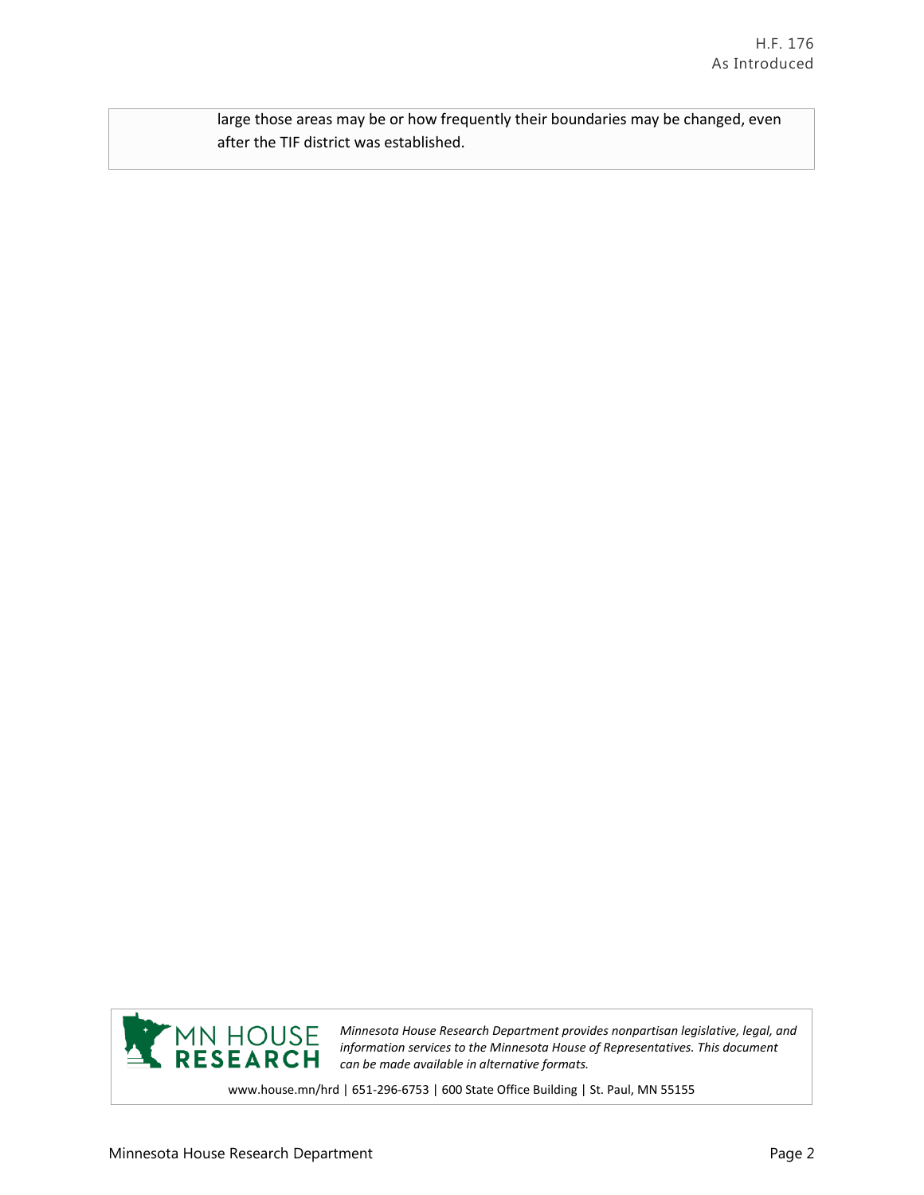large those areas may be or how frequently their boundaries may be changed, even after the TIF district was established.

*Minnesota House Research Department provides nonpartisan legislative, legal, and information services to the Minnesota House of Representatives. This document can be made available in alternative formats.*

www.house.mn/hrd | 651-296-6753 | 600 State Office Building | St. Paul, MN 55155